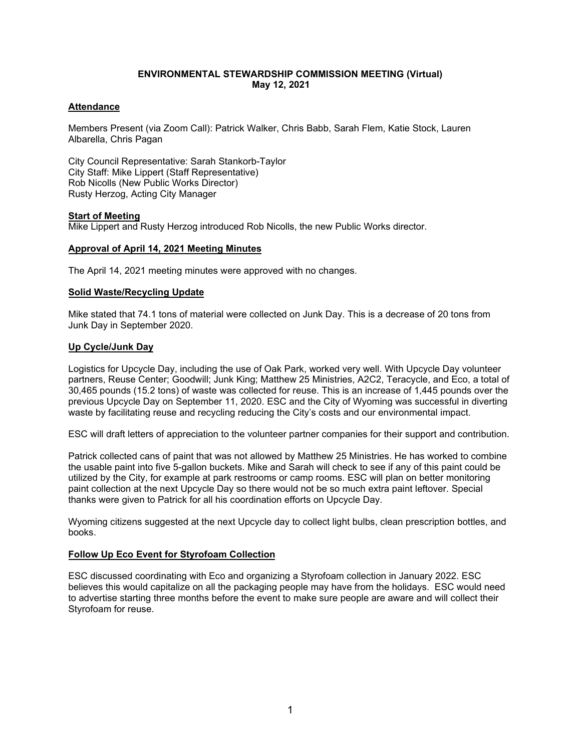# ENVIRONMENTAL STEWARDSHIP COMMISSION MEETING (Virtual)
## May 12, 2021

### Attendance

Members Present (via Zoom Call): Patrick Walker, Chris Babb, Sarah Flem, Katie Stock, Lauren Albarella, Chris Pagan

City Council Representative: Sarah Stankorb-Taylor
City Staff: Mike Lippert (Staff Representative)
Rob Nicolls (New Public Works Director)
Rusty Herzog, Acting City Manager

### Start of Meeting

Mike Lippert and Rusty Herzog introduced Rob Nicolls, the new Public Works director.

### Approval of April 14, 2021 Meeting Minutes

The April 14, 2021 meeting minutes were approved with no changes.

### Solid Waste/Recycling Update

Mike stated that 74.1 tons of material were collected on Junk Day. This is a decrease of 20 tons from Junk Day in September 2020.

### Up Cycle/Junk Day

Logistics for Upcycle Day, including the use of Oak Park, worked very well. With Upcycle Day volunteer partners, Reuse Center; Goodwill; Junk King; Matthew 25 Ministries, A2C2, Teracycle, and Eco, a total of 30,465 pounds (15.2 tons) of waste was collected for reuse. This is an increase of 1,445 pounds over the previous Upcycle Day on September 11, 2020. ESC and the City of Wyoming was successful in diverting waste by facilitating reuse and recycling reducing the City's costs and our environmental impact.

ESC will draft letters of appreciation to the volunteer partner companies for their support and contribution.

Patrick collected cans of paint that was not allowed by Matthew 25 Ministries. He has worked to combine the usable paint into five 5-gallon buckets. Mike and Sarah will check to see if any of this paint could be utilized by the City, for example at park restrooms or camp rooms. ESC will plan on better monitoring paint collection at the next Upcycle Day so there would not be so much extra paint leftover. Special thanks were given to Patrick for all his coordination efforts on Upcycle Day.

Wyoming citizens suggested at the next Upcycle day to collect light bulbs, clean prescription bottles, and books.

### Follow Up Eco Event for Styrofoam Collection

ESC discussed coordinating with Eco and organizing a Styrofoam collection in January 2022. ESC believes this would capitalize on all the packaging people may have from the holidays. ESC would need to advertise starting three months before the event to make sure people are aware and will collect their Styrofoam for reuse.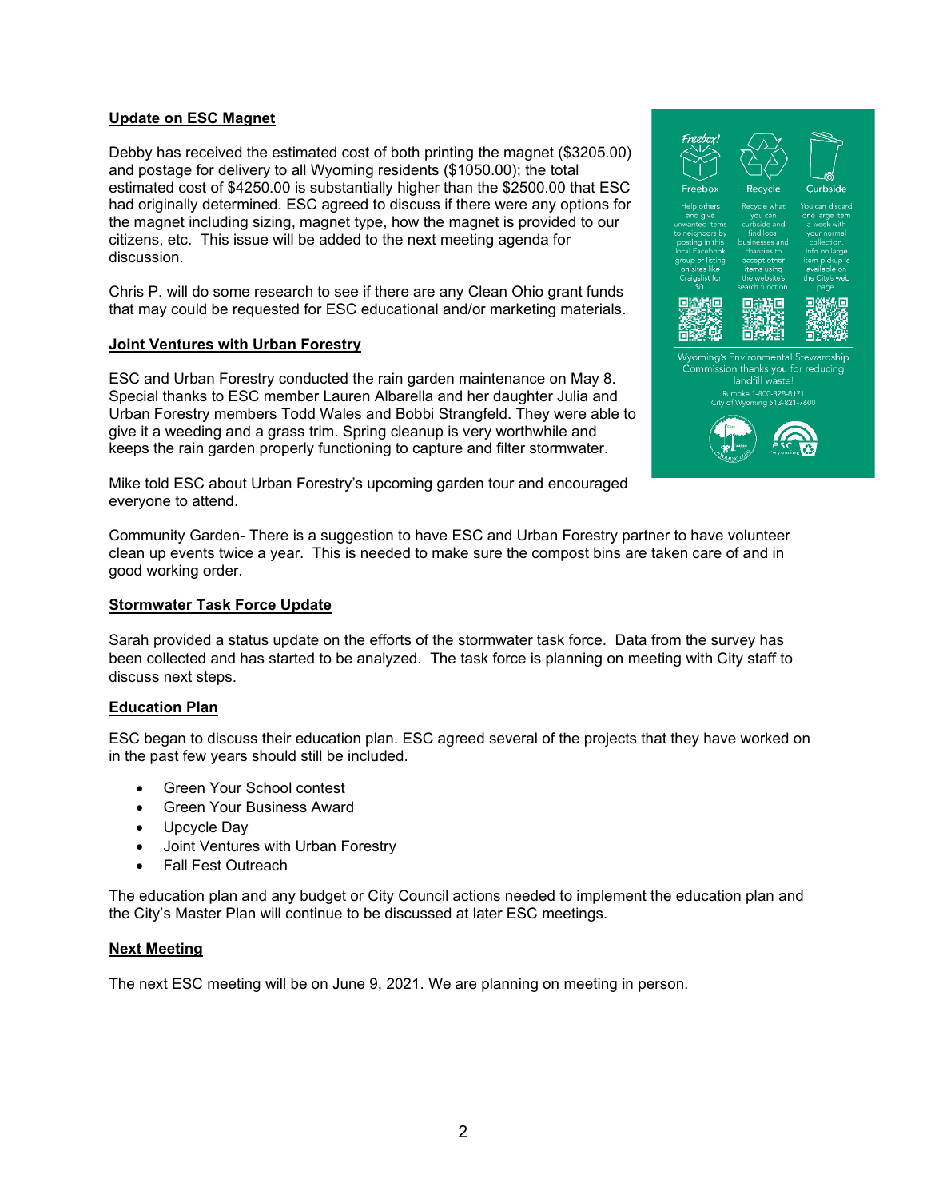**Update on ESC Magnet**

Debby has received the estimated cost of both printing the magnet ($3205.00) and postage for delivery to all Wyoming residents ($1050.00); the total estimated cost of $4250.00 is substantially higher than the $2500.00 that ESC had originally determined. ESC agreed to discuss if there were any options for the magnet including sizing, magnet type, how the magnet is provided to our citizens, etc. This issue will be added to the next meeting agenda for discussion.

Freebox!

Freebox

Help others and give unwanted items to neighbors by posting in this local Facebook group or listing on sites like Craigslist for $0.

Recycle

Recycle what you can curbside and find local businesses and charities to accept other items using the website's search function.

Curbside

You can discard one large item a week with your normal collection. Info on large item pickup is available on the City's web page.

Wyoming's Environmental Stewardship Commission thanks you for reducing landfill waste!

Rumpke 1-800-828-8171
City of Wyoming 513-821-7600

Chris P. will do some research to see if there are any Clean Ohio grant funds that may could be requested for ESC educational and/or marketing materials.

**Joint Ventures with Urban Forestry**

ESC and Urban Forestry conducted the rain garden maintenance on May 8. Special thanks to ESC member Lauren Albarella and her daughter Julia and Urban Forestry members Todd Wales and Bobbi Strangfeld. They were able to give it a weeding and a grass trim. Spring cleanup is very worthwhile and keeps the rain garden properly functioning to capture and filter stormwater.

Mike told ESC about Urban Forestry's upcoming garden tour and encouraged everyone to attend.

Community Garden- There is a suggestion to have ESC and Urban Forestry partner to have volunteer clean up events twice a year. This is needed to make sure the compost bins are taken care of and in good working order.

**Stormwater Task Force Update**

Sarah provided a status update on the efforts of the stormwater task force. Data from the survey has been collected and has started to be analyzed. The task force is planning on meeting with City staff to discuss next steps.

**Education Plan**

ESC began to discuss their education plan. ESC agreed several of the projects that they have worked on in the past few years should still be included.

- Green Your School contest
- Green Your Business Award
- Upcycle Day
- Joint Ventures with Urban Forestry
- Fall Fest Outreach

The education plan and any budget or City Council actions needed to implement the education plan and the City's Master Plan will continue to be discussed at later ESC meetings.

**Next Meeting**

The next ESC meeting will be on June 9, 2021. We are planning on meeting in person.